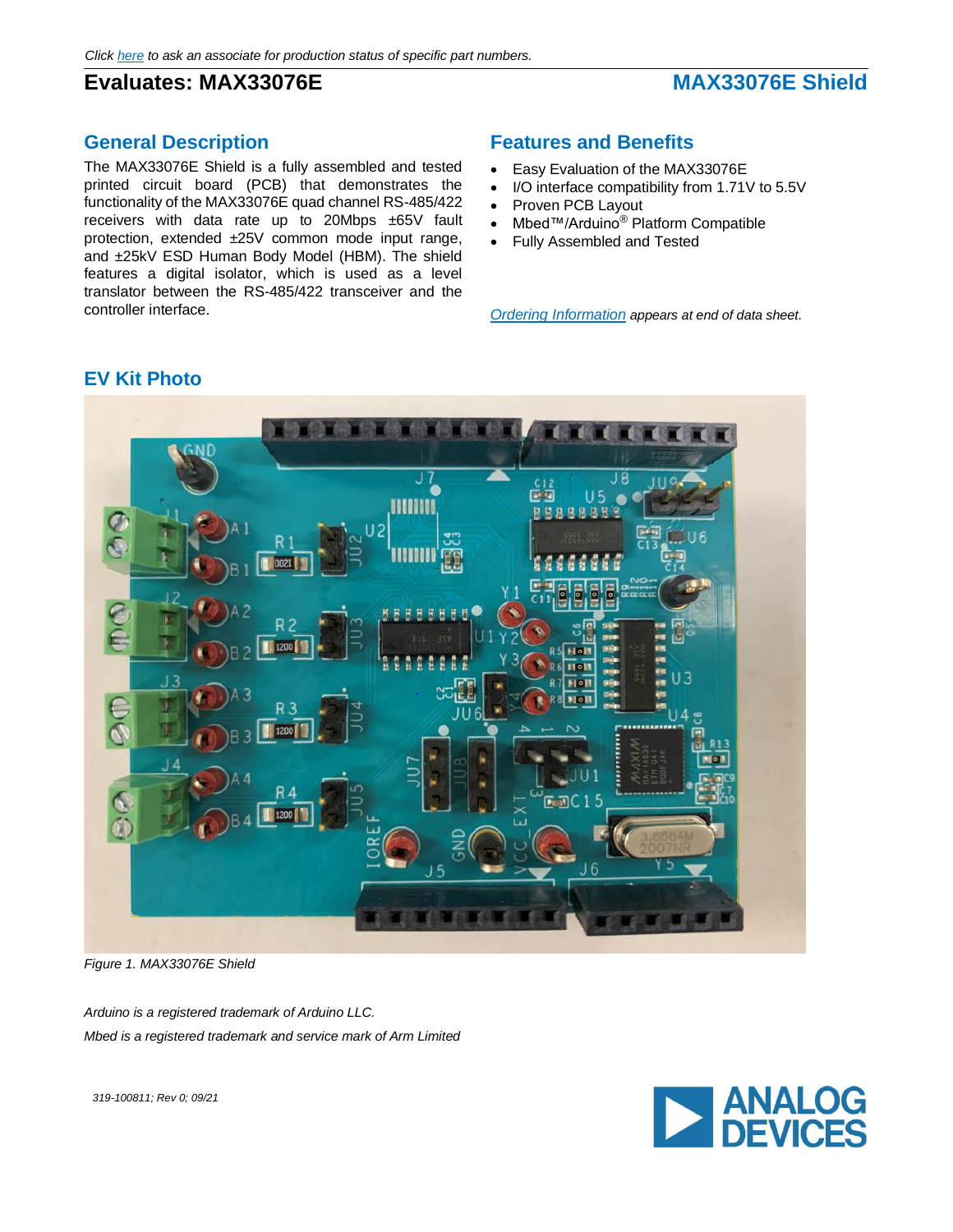*Click here to ask an associate for production status of specific part numbers.*

# Evaluates: MAX33076E

# MAX33076E Shield

## General Description

The MAX33076E Shield is a fully assembled and tested printed circuit board (PCB) that demonstrates the functionality of the MAX33076E quad channel RS-485/422 receivers with data rate up to 20Mbps ±65V fault protection, extended ±25V common mode input range, and ±25kV ESD Human Body Model (HBM). The shield features a digital isolator, which is used as a level translator between the RS-485/422 transceiver and the controller interface.

## Features and Benefits

- Easy Evaluation of the MAX33076E
- I/O interface compatibility from 1.71V to 5.5V
- Proven PCB Layout
- Mbed™/Arduino® Platform Compatible
- Fully Assembled and Tested

*Ordering Information appears at end of data sheet.*

## EV Kit Photo

*Figure 1. MAX33076E Shield*

*Arduino is a registered trademark of Arduino LLC.*

*Mbed is a registered trademark and service mark of Arm Limited*

*319-100811; Rev 0; 09/21*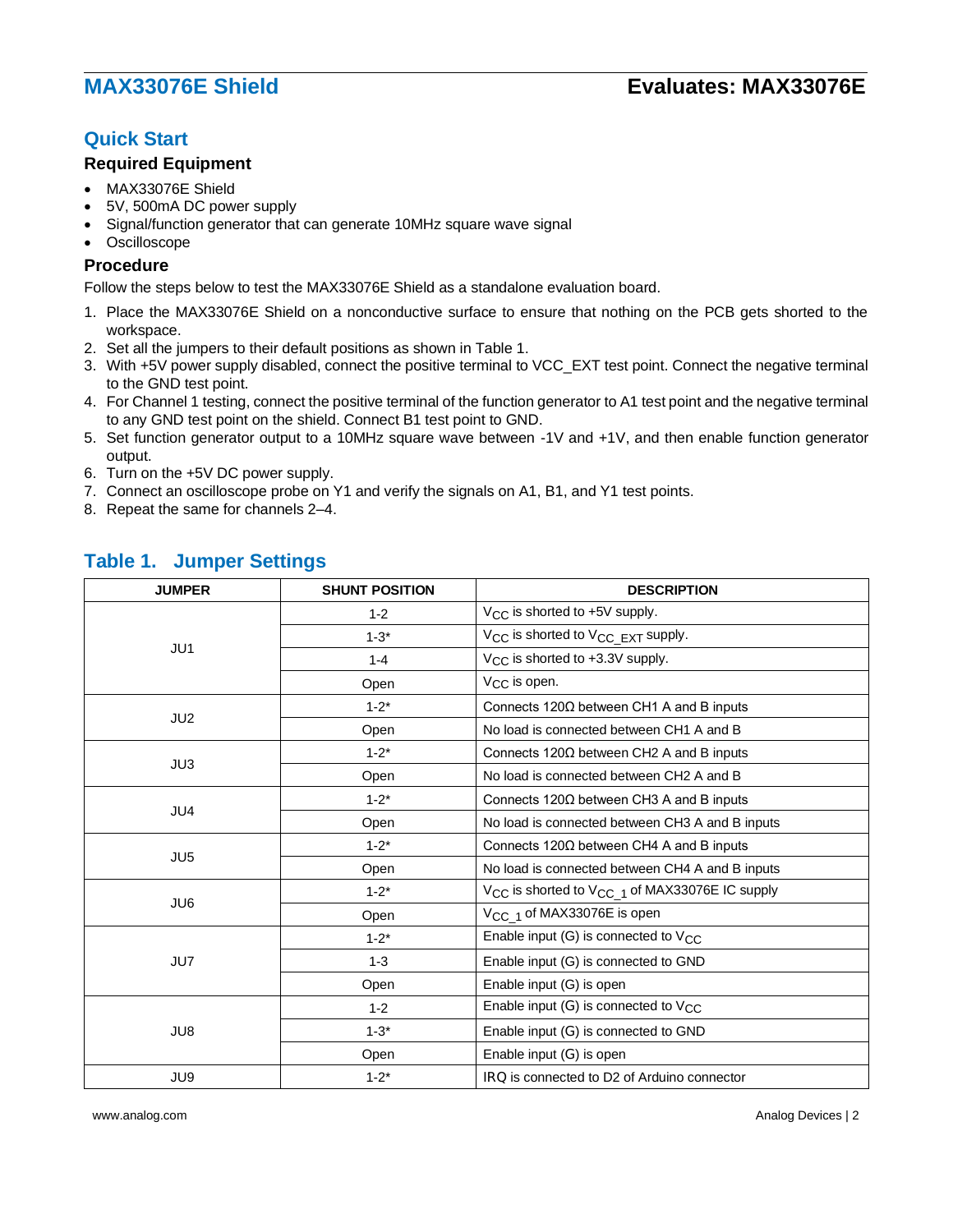## Quick Start

### Required Equipment

- MAX33076E Shield
- 5V, 500mA DC power supply
- Signal/function generator that can generate 10MHz square wave signal
- Oscilloscope

### Procedure

Follow the steps below to test the MAX33076E Shield as a standalone evaluation board.

1. Place the MAX33076E Shield on a nonconductive surface to ensure that nothing on the PCB gets shorted to the workspace.
2. Set all the jumpers to their default positions as shown in Table 1.
3. With +5V power supply disabled, connect the positive terminal to VCC_EXT test point. Connect the negative terminal to the GND test point.
4. For Channel 1 testing, connect the positive terminal of the function generator to A1 test point and the negative terminal to any GND test point on the shield. Connect B1 test point to GND.
5. Set function generator output to a 10MHz square wave between -1V and +1V, and then enable function generator output.
6. Turn on the +5V DC power supply.
7. Connect an oscilloscope probe on Y1 and verify the signals on A1, B1, and Y1 test points.
8. Repeat the same for channels 2–4.

## Table 1. Jumper Settings

| JUMPER | SHUNT POSITION | DESCRIPTION |
|---|---|---|
| JU1 | 1-2 | $V_{CC}$ is shorted to +5V supply. |
| | 1-3* | $V_{CC}$ is shorted to $V_{CC\_EXT}$ supply. |
| | 1-4 | $V_{CC}$ is shorted to +3.3V supply. |
| | Open | $V_{CC}$ is open. |
| JU2 | 1-2* | Connects 120Ω between CH1 A and B inputs |
| | Open | No load is connected between CH1 A and B |
| JU3 | 1-2* | Connects 120Ω between CH2 A and B inputs |
| | Open | No load is connected between CH2 A and B |
| JU4 | 1-2* | Connects 120Ω between CH3 A and B inputs |
| | Open | No load is connected between CH3 A and B inputs |
| JU5 | 1-2* | Connects 120Ω between CH4 A and B inputs |
| | Open | No load is connected between CH4 A and B inputs |
| JU6 | 1-2* | $V_{CC}$ is shorted to $V_{CC\_1}$ of MAX33076E IC supply |
| | Open | $V_{CC\_1}$ of MAX33076E is open |
| JU7 | 1-2* | Enable input (G) is connected to $V_{CC}$ |
| | 1-3 | Enable input (G) is connected to GND |
| | Open | Enable input (G) is open |
| JU8 | 1-2 | Enable input (G) is connected to $V_{CC}$ |
| | 1-3* | Enable input (G) is connected to GND |
| | Open | Enable input (G) is open |
| JU9 | 1-2* | IRQ is connected to D2 of Arduino connector |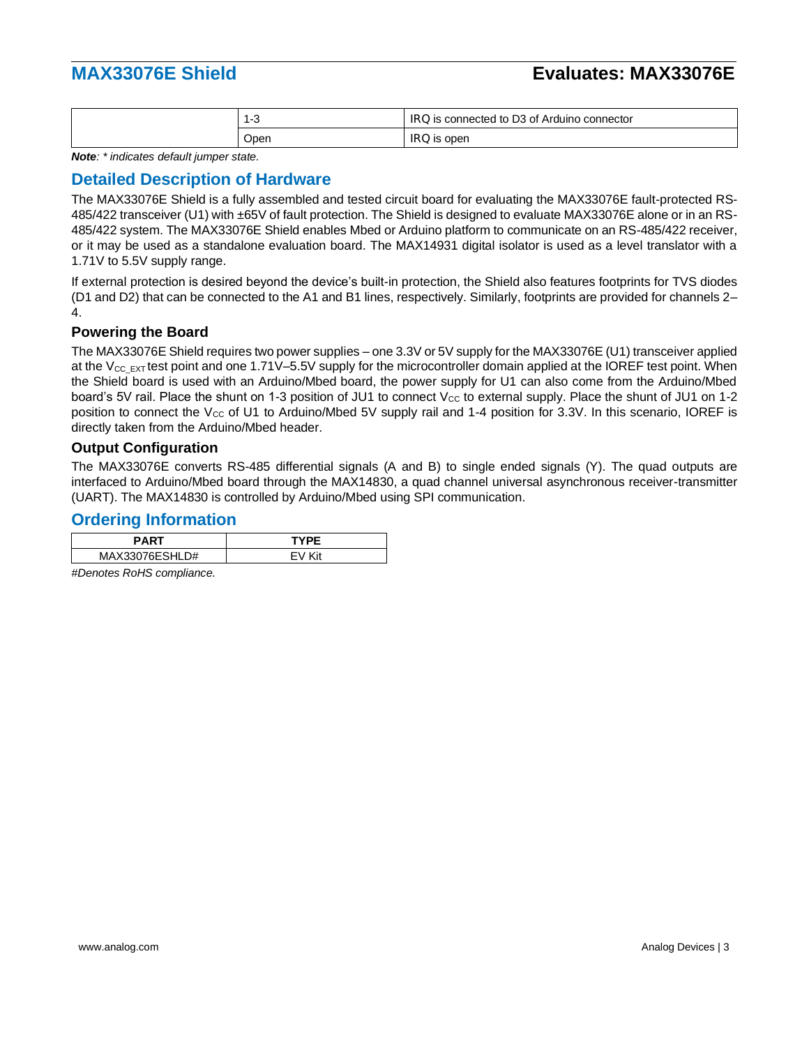|  | 1-3 | IRQ is connected to D3 of Arduino connector |
|---|---|---|
|  | Open | IRQ is open |

***Note**: * indicates default jumper state.*

## Detailed Description of Hardware

The MAX33076E Shield is a fully assembled and tested circuit board for evaluating the MAX33076E fault-protected RS-485/422 transceiver (U1) with ±65V of fault protection. The Shield is designed to evaluate MAX33076E alone or in an RS-485/422 system. The MAX33076E Shield enables Mbed or Arduino platform to communicate on an RS-485/422 receiver, or it may be used as a standalone evaluation board. The MAX14931 digital isolator is used as a level translator with a 1.71V to 5.5V supply range.

If external protection is desired beyond the device's built-in protection, the Shield also features footprints for TVS diodes (D1 and D2) that can be connected to the A1 and B1 lines, respectively. Similarly, footprints are provided for channels 2–4.

### Powering the Board

The MAX33076E Shield requires two power supplies – one 3.3V or 5V supply for the MAX33076E (U1) transceiver applied at the $V_{CC\_EXT}$ test point and one 1.71V–5.5V supply for the microcontroller domain applied at the IOREF test point. When the Shield board is used with an Arduino/Mbed board, the power supply for U1 can also come from the Arduino/Mbed board's 5V rail. Place the shunt on 1-3 position of JU1 to connect $V_{CC}$ to external supply. Place the shunt of JU1 on 1-2 position to connect the $V_{CC}$ of U1 to Arduino/Mbed 5V supply rail and 1-4 position for 3.3V. In this scenario, IOREF is directly taken from the Arduino/Mbed header.

### Output Configuration

The MAX33076E converts RS-485 differential signals (A and B) to single ended signals (Y). The quad outputs are interfaced to Arduino/Mbed board through the MAX14830, a quad channel universal asynchronous receiver-transmitter (UART). The MAX14830 is controlled by Arduino/Mbed using SPI communication.

## Ordering Information

| PART | TYPE |
|---|---|
| MAX33076ESHLD# | EV Kit |

*#Denotes RoHS compliance.*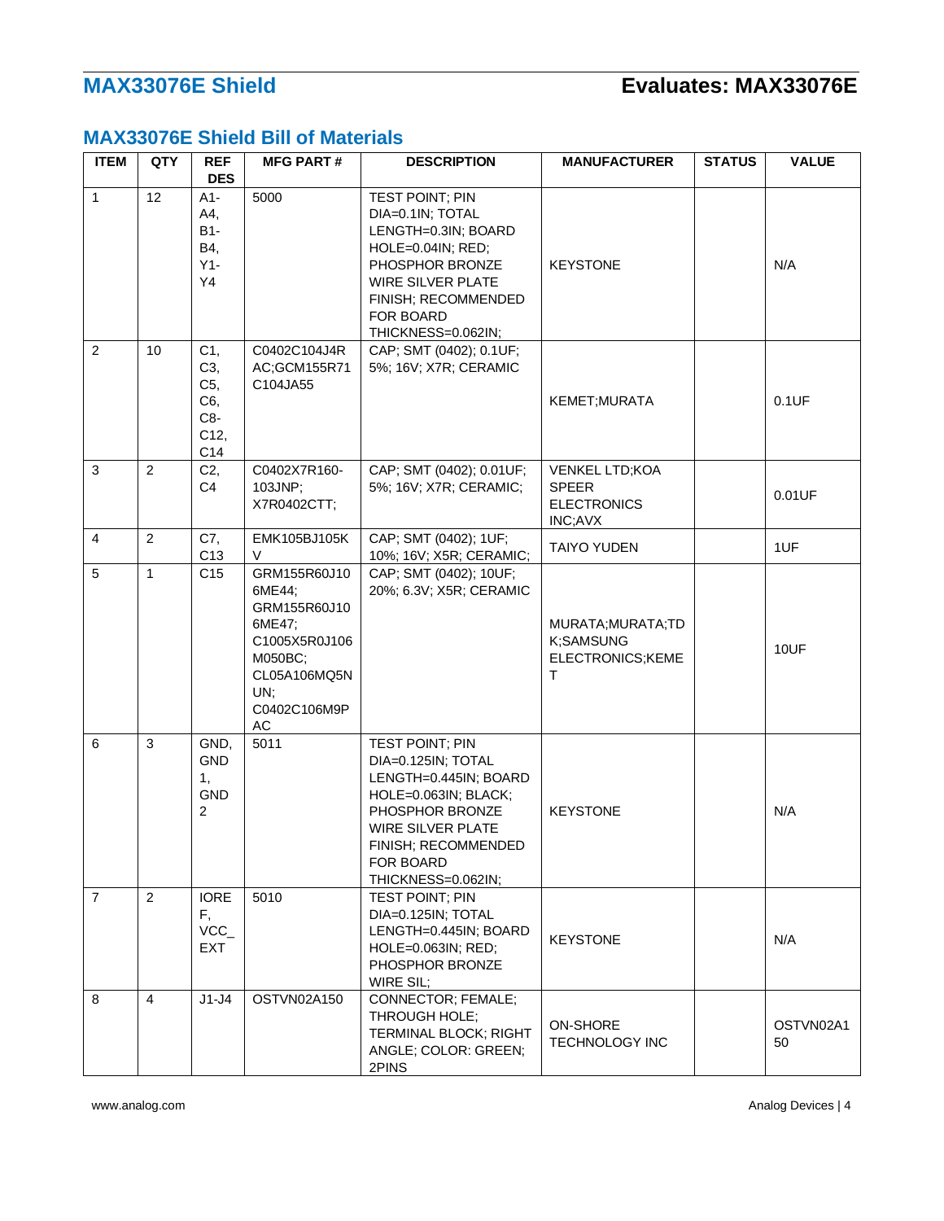## MAX33076E Shield Bill of Materials

| ITEM | QTY | REF DES | MFG PART # | DESCRIPTION | MANUFACTURER | STATUS | VALUE |
|---|---|---|---|---|---|---|---|
| 1 | 12 | A1-A4, B1-B4, Y1-Y4 | 5000 | TEST POINT; PIN DIA=0.1IN; TOTAL LENGTH=0.3IN; BOARD HOLE=0.04IN; RED; PHOSPHOR BRONZE WIRE SILVER PLATE FINISH; RECOMMENDED FOR BOARD THICKNESS=0.062IN; | KEYSTONE | | N/A |
| 2 | 10 | C1, C3, C5, C6, C8-C12, C14 | C0402C104J4RAC;GCM155R71C104JA55 | CAP; SMT (0402); 0.1UF; 5%; 16V; X7R; CERAMIC | KEMET;MURATA | | 0.1UF |
| 3 | 2 | C2, C4 | C0402X7R160-103JNP; X7R0402CTT; | CAP; SMT (0402); 0.01UF; 5%; 16V; X7R; CERAMIC; | VENKEL LTD;KOA SPEER ELECTRONICS INC;AVX | | 0.01UF |
| 4 | 2 | C7, C13 | EMK105BJ105KV | CAP; SMT (0402); 1UF; 10%; 16V; X5R; CERAMIC; | TAIYO YUDEN | | 1UF |
| 5 | 1 | C15 | GRM155R60J106ME44; GRM155R60J106ME47; C1005X5R0J106M050BC; CL05A106MQ5NUN; C0402C106M9PAC | CAP; SMT (0402); 10UF; 20%; 6.3V; X5R; CERAMIC | MURATA;MURATA;TDK;SAMSUNG ELECTRONICS;KEMET | | 10UF |
| 6 | 3 | GND, GND 1, GND 2 | 5011 | TEST POINT; PIN DIA=0.125IN; TOTAL LENGTH=0.445IN; BOARD HOLE=0.063IN; BLACK; PHOSPHOR BRONZE WIRE SILVER PLATE FINISH; RECOMMENDED FOR BOARD THICKNESS=0.062IN; | KEYSTONE | | N/A |
| 7 | 2 | IOREF, VCC_EXT | 5010 | TEST POINT; PIN DIA=0.125IN; TOTAL LENGTH=0.445IN; BOARD HOLE=0.063IN; RED; PHOSPHOR BRONZE WIRE SIL; | KEYSTONE | | N/A |
| 8 | 4 | J1-J4 | OSTVN02A150 | CONNECTOR; FEMALE; THROUGH HOLE; TERMINAL BLOCK; RIGHT ANGLE; COLOR: GREEN; 2PINS | ON-SHORE TECHNOLOGY INC | | OSTVN02A150 |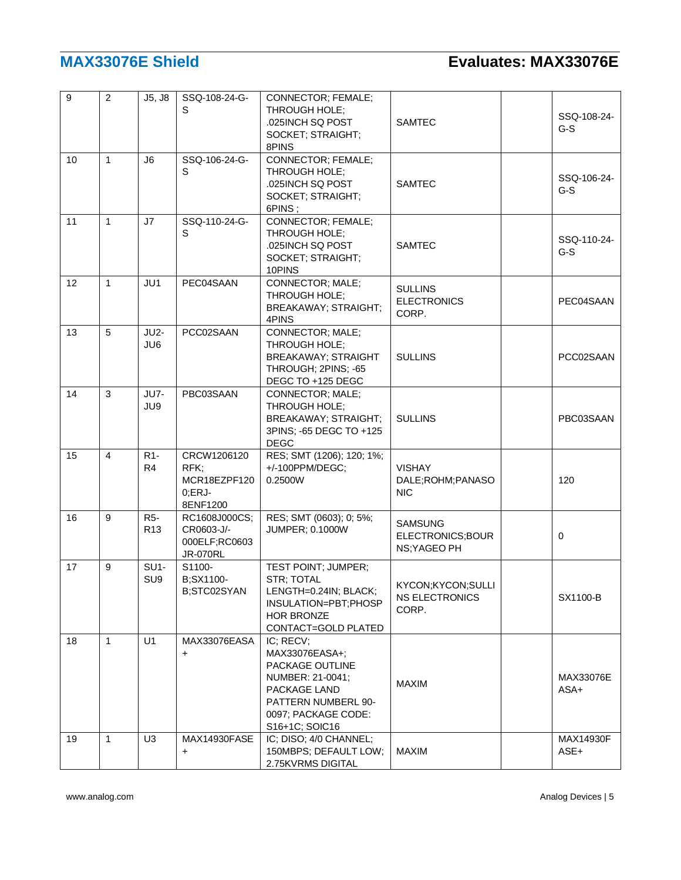| 9 | 2 | J5, J8 | SSQ-108-24-G-S | CONNECTOR; FEMALE; THROUGH HOLE; .025INCH SQ POST SOCKET; STRAIGHT; 8PINS | SAMTEC | | SSQ-108-24-G-S |
|---|---|---|---|---|---|---|---|
| 10 | 1 | J6 | SSQ-106-24-G-S | CONNECTOR; FEMALE; THROUGH HOLE; .025INCH SQ POST SOCKET; STRAIGHT; 6PINS ; | SAMTEC | | SSQ-106-24-G-S |
| 11 | 1 | J7 | SSQ-110-24-G-S | CONNECTOR; FEMALE; THROUGH HOLE; .025INCH SQ POST SOCKET; STRAIGHT; 10PINS | SAMTEC | | SSQ-110-24-G-S |
| 12 | 1 | JU1 | PEC04SAAN | CONNECTOR; MALE; THROUGH HOLE; BREAKAWAY; STRAIGHT; 4PINS | SULLINS ELECTRONICS CORP. | | PEC04SAAN |
| 13 | 5 | JU2-JU6 | PCC02SAAN | CONNECTOR; MALE; THROUGH HOLE; BREAKAWAY; STRAIGHT THROUGH; 2PINS; -65 DEGC TO +125 DEGC | SULLINS | | PCC02SAAN |
| 14 | 3 | JU7-JU9 | PBC03SAAN | CONNECTOR; MALE; THROUGH HOLE; BREAKAWAY; STRAIGHT; 3PINS; -65 DEGC TO +125 DEGC | SULLINS | | PBC03SAAN |
| 15 | 4 | R1-R4 | CRCW1206120RFK; MCR18EZPF1200;ERJ-8ENF1200 | RES; SMT (1206); 120; 1%; +/-100PPM/DEGC; 0.2500W | VISHAY DALE;ROHM;PANASONIC | | 120 |
| 16 | 9 | R5-R13 | RC1608J000CS; CR0603-J/-000ELF;RC0603JR-070RL | RES; SMT (0603); 0; 5%; JUMPER; 0.1000W | SAMSUNG ELECTRONICS;BOURNS;YAGEO PH | | 0 |
| 17 | 9 | SU1-SU9 | S1100-B;SX1100-B;STC02SYAN | TEST POINT; JUMPER; STR; TOTAL LENGTH=0.24IN; BLACK; INSULATION=PBT;PHOSPHOR BRONZE CONTACT=GOLD PLATED | KYCON;KYCON;SULLINS ELECTRONICS CORP. | | SX1100-B |
| 18 | 1 | U1 | MAX33076EASA+ | IC; RECV; MAX33076EASA+; PACKAGE OUTLINE NUMBER: 21-0041; PACKAGE LAND PATTERN NUMBERL 90-0097; PACKAGE CODE: S16+1C; SOIC16 | MAXIM | | MAX33076EASA+ |
| 19 | 1 | U3 | MAX14930FASE+ | IC; DISO; 4/0 CHANNEL; 150MBPS; DEFAULT LOW; 2.75KVRMS DIGITAL | MAXIM | | MAX14930FASE+ |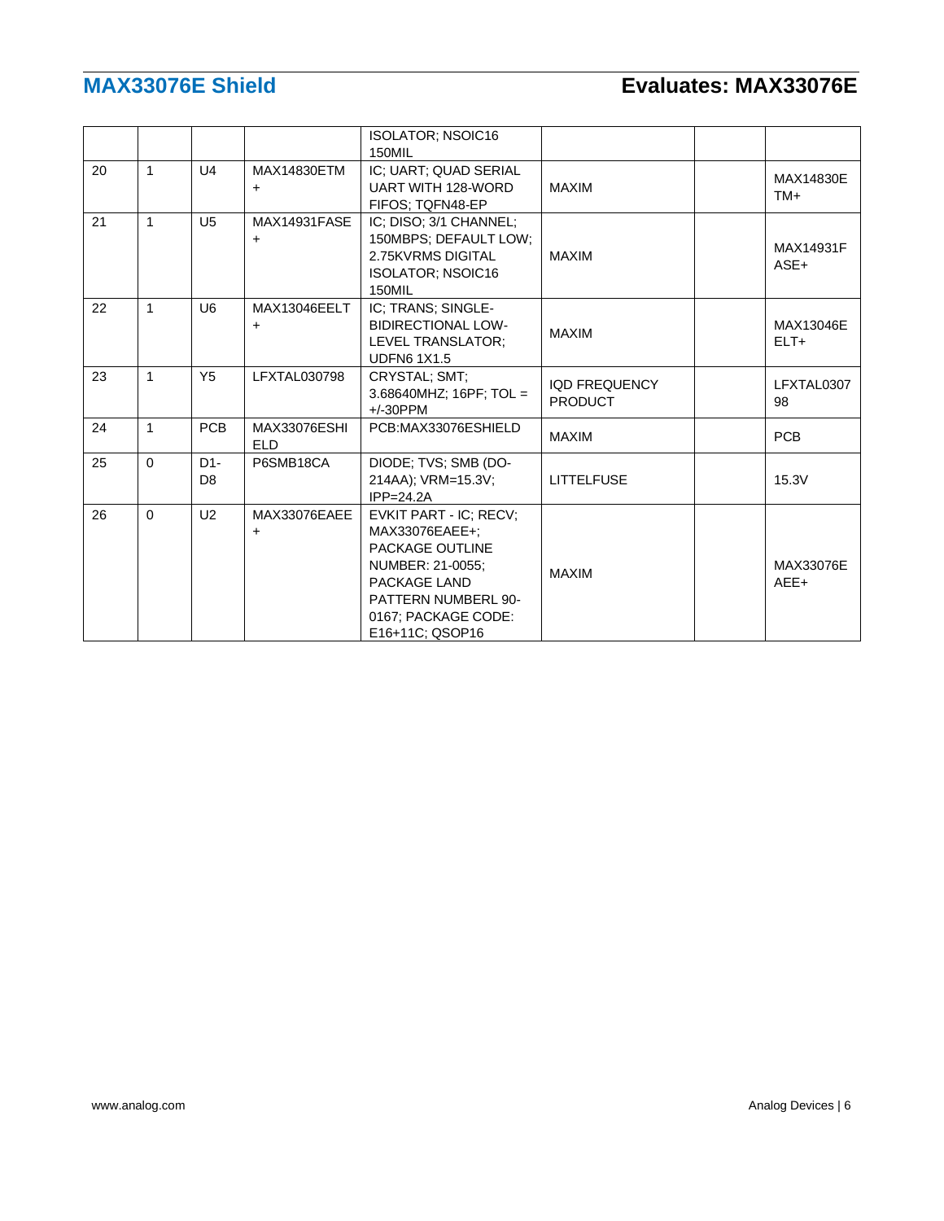| | | | | ISOLATOR; NSOIC16 150MIL | | | |
|---|---|---|---|---|---|---|---|
| 20 | 1 | U4 | MAX14830ETM + | IC; UART; QUAD SERIAL UART WITH 128-WORD FIFOS; TQFN48-EP | MAXIM | | MAX14830ETM+ |
| 21 | 1 | U5 | MAX14931FASE + | IC; DISO; 3/1 CHANNEL; 150MBPS; DEFAULT LOW; 2.75KVRMS DIGITAL ISOLATOR; NSOIC16 150MIL | MAXIM | | MAX14931FASE+ |
| 22 | 1 | U6 | MAX13046EELT + | IC; TRANS; SINGLE-BIDIRECTIONAL LOW-LEVEL TRANSLATOR; UDFN6 1X1.5 | MAXIM | | MAX13046EELT+ |
| 23 | 1 | Y5 | LFXTAL030798 | CRYSTAL; SMT; 3.68640MHZ; 16PF; TOL = +/-30PPM | IQD FREQUENCY PRODUCT | | LFXTAL030798 |
| 24 | 1 | PCB | MAX33076ESHIELD | PCB:MAX33076ESHIELD | MAXIM | | PCB |
| 25 | 0 | D1-D8 | P6SMB18CA | DIODE; TVS; SMB (DO-214AA); VRM=15.3V; IPP=24.2A | LITTELFUSE | | 15.3V |
| 26 | 0 | U2 | MAX33076EAEE + | EVKIT PART - IC; RECV; MAX33076EAEE+; PACKAGE OUTLINE NUMBER: 21-0055; PACKAGE LAND PATTERN NUMBERL 90-0167; PACKAGE CODE: E16+11C; QSOP16 | MAXIM | | MAX33076EAEE+ |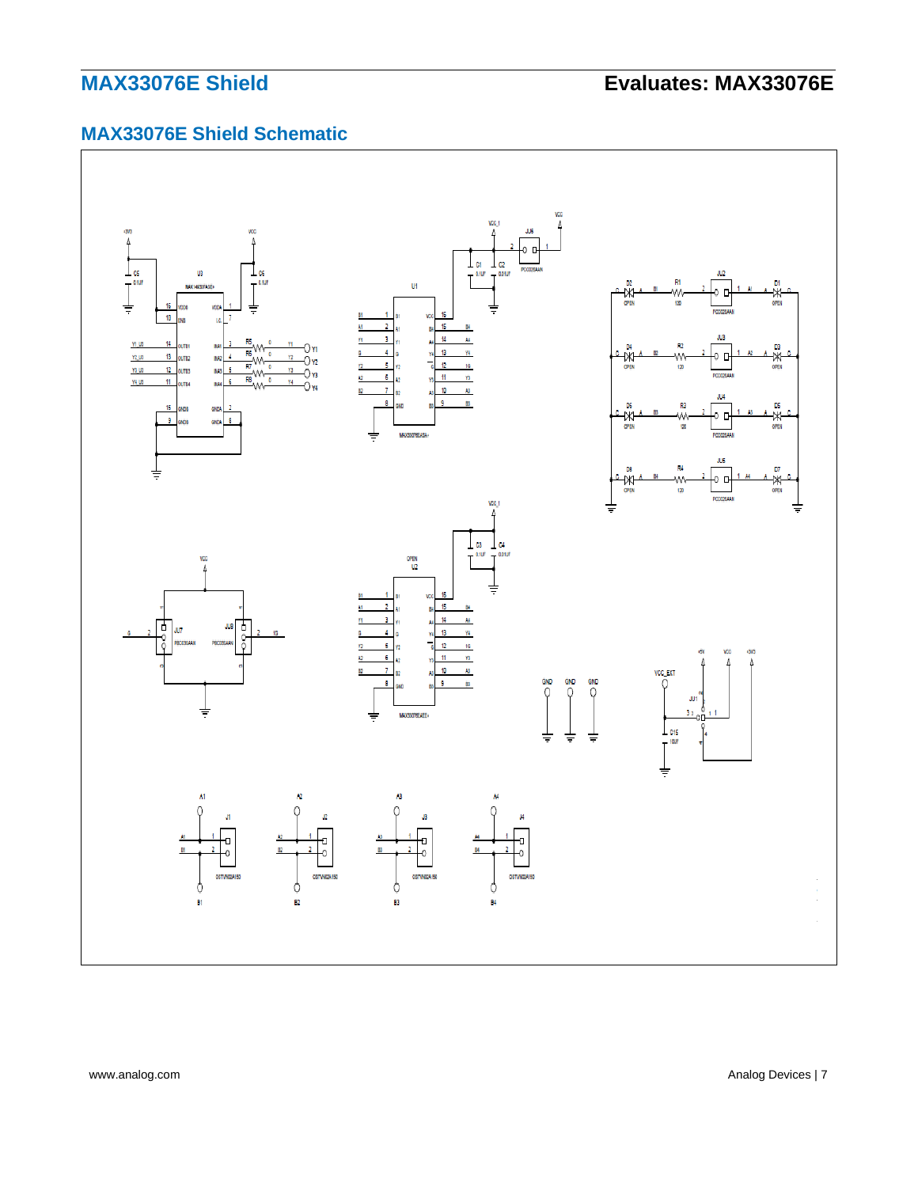## MAX33076E Shield Schematic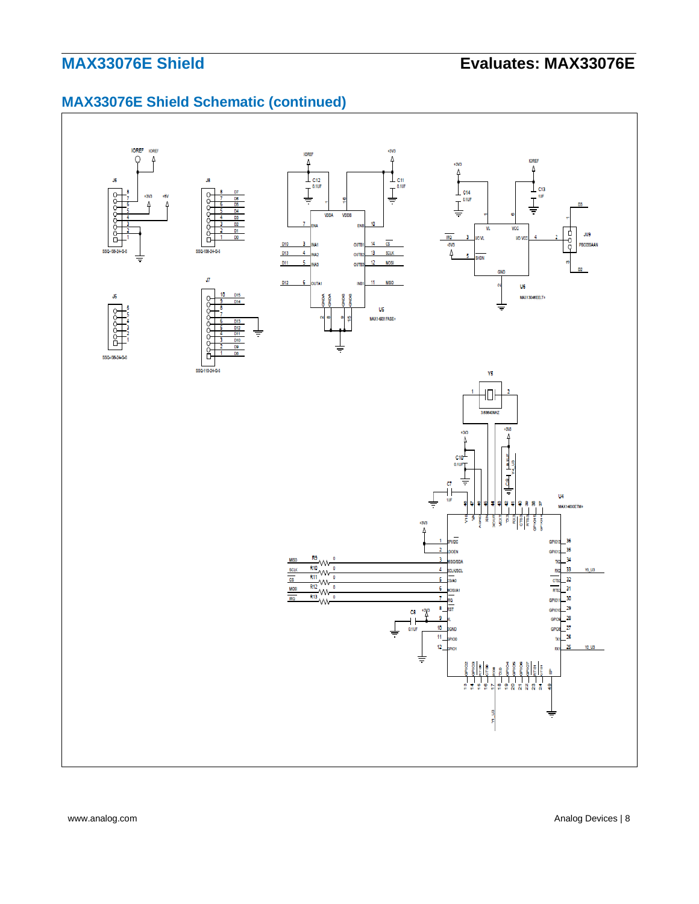## MAX33076E Shield Schematic (continued)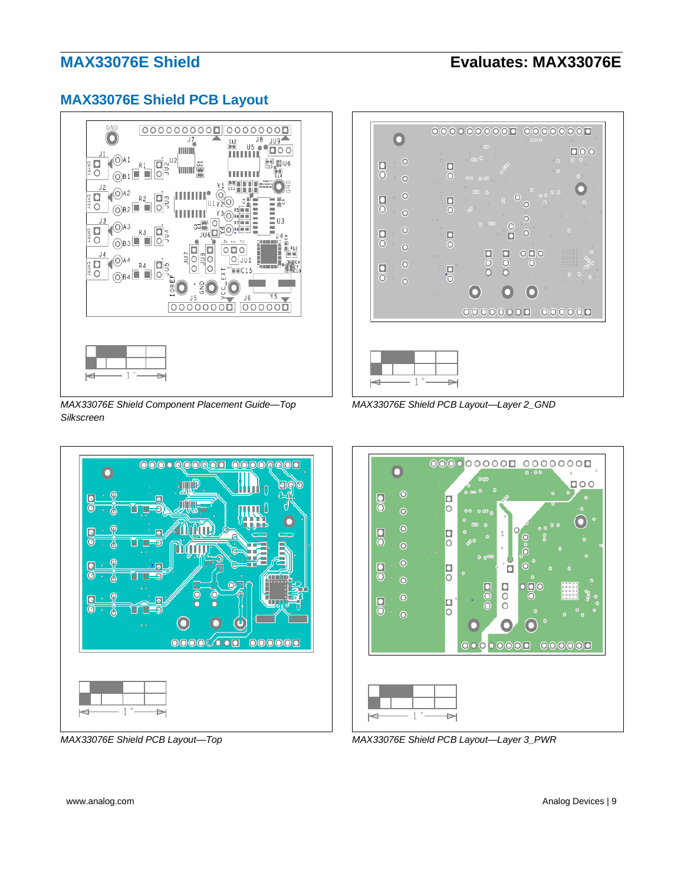## MAX33076E Shield PCB Layout

*MAX33076E Shield Component Placement Guide—Top Silkscreen*

*MAX33076E Shield PCB Layout—Layer 2_GND*

*MAX33076E Shield PCB Layout—Top*

*MAX33076E Shield PCB Layout—Layer 3_PWR*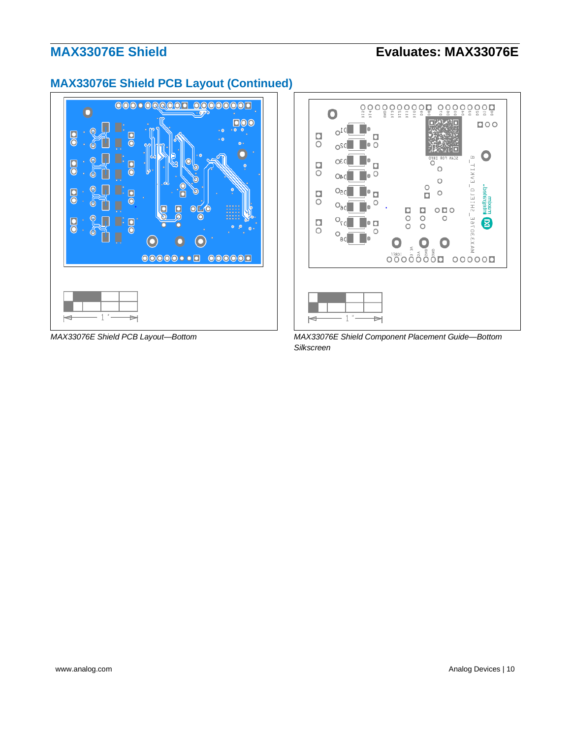## MAX33076E Shield PCB Layout (Continued)

*MAX33076E Shield PCB Layout—Bottom*

*MAX33076E Shield Component Placement Guide—Bottom Silkscreen*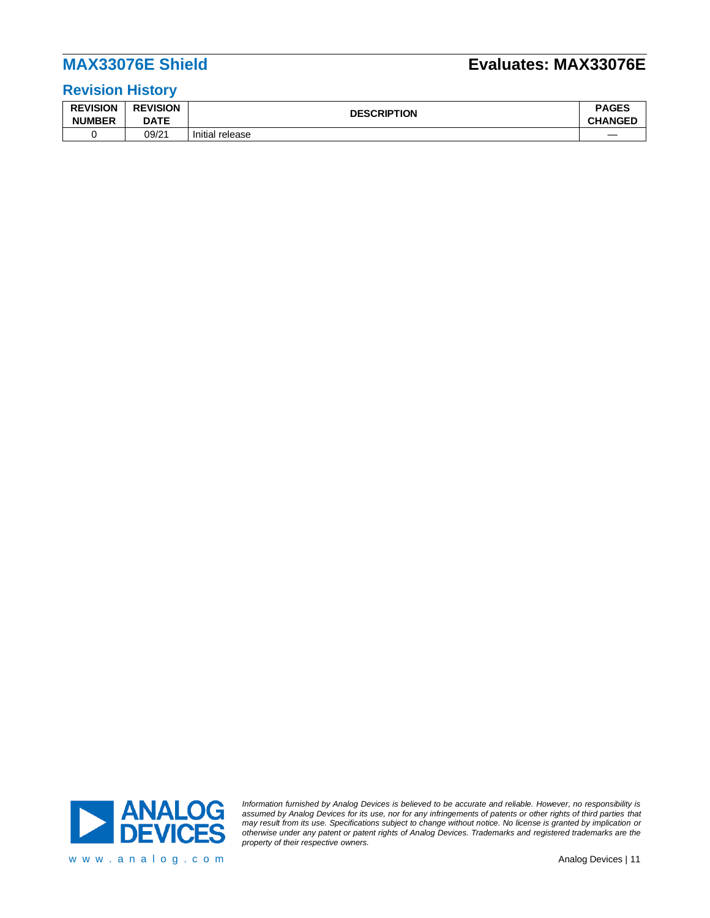## Revision History

| REVISION NUMBER | REVISION DATE | DESCRIPTION | PAGES CHANGED |
|---|---|---|---|
| 0 | 09/21 | Initial release | — |

*Information furnished by Analog Devices is believed to be accurate and reliable. However, no responsibility is assumed by Analog Devices for its use, nor for any infringements of patents or other rights of third parties that may result from its use. Specifications subject to change without notice. No license is granted by implication or otherwise under any patent or patent rights of Analog Devices. Trademarks and registered trademarks are the property of their respective owners.*

www.analog.com